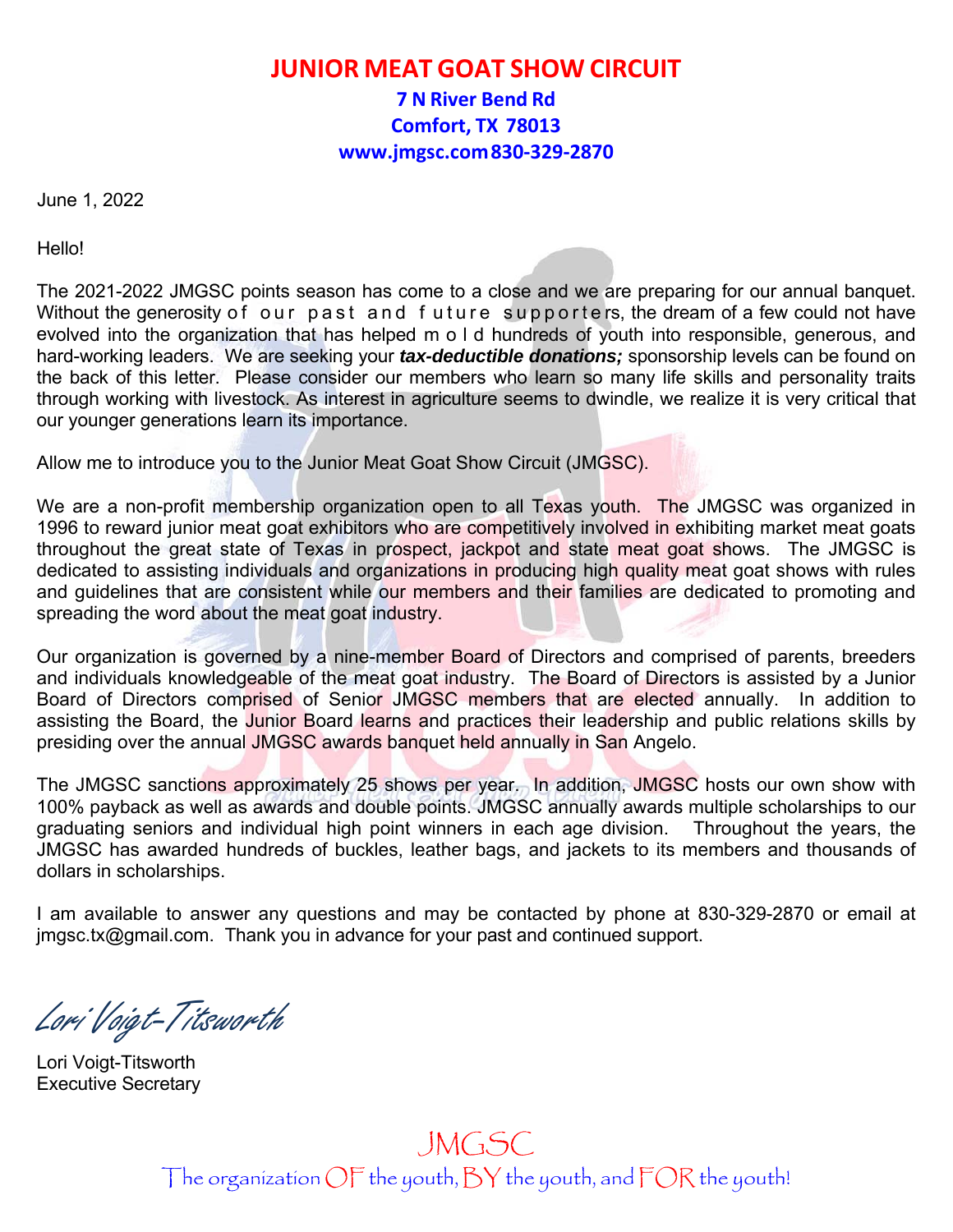# JUNIOR MEAT GOAT SHOW CIRCUIT

**7 N River Bend Rd**
**Comfort, TX 78013**
**www.jmgsc.com 830-329-2870**

June 1, 2022

Hello!

The 2021-2022 JMGSC points season has come to a close and we are preparing for our annual banquet. Without the generosity of our past and future supporters, the dream of a few could not have evolved into the organization that has helped mold hundreds of youth into responsible, generous, and hard-working leaders. We are seeking your ***tax-deductible donations;*** sponsorship levels can be found on the back of this letter. Please consider our members who learn so many life skills and personality traits through working with livestock. As interest in agriculture seems to dwindle, we realize it is very critical that our younger generations learn its importance.

Allow me to introduce you to the Junior Meat Goat Show Circuit (JMGSC).

We are a non-profit membership organization open to all Texas youth. The JMGSC was organized in 1996 to reward junior meat goat exhibitors who are competitively involved in exhibiting market meat goats throughout the great state of Texas in prospect, jackpot and state meat goat shows. The JMGSC is dedicated to assisting individuals and organizations in producing high quality meat goat shows with rules and guidelines that are consistent while our members and their families are dedicated to promoting and spreading the word about the meat goat industry.

Our organization is governed by a nine-member Board of Directors and comprised of parents, breeders and individuals knowledgeable of the meat goat industry. The Board of Directors is assisted by a Junior Board of Directors comprised of Senior JMGSC members that are elected annually. In addition to assisting the Board, the Junior Board learns and practices their leadership and public relations skills by presiding over the annual JMGSC awards banquet held annually in San Angelo.

The JMGSC sanctions approximately 25 shows per year. In addition, JMGSC hosts our own show with 100% payback as well as awards and double points. JMGSC annually awards multiple scholarships to our graduating seniors and individual high point winners in each age division. Throughout the years, the JMGSC has awarded hundreds of buckles, leather bags, and jackets to its members and thousands of dollars in scholarships.

I am available to answer any questions and may be contacted by phone at 830-329-2870 or email at jmgsc.tx@gmail.com. Thank you in advance for your past and continued support.

*Lori Voigt-Titsworth*

Lori Voigt-Titsworth
Executive Secretary

JMGSC
The organization OF the youth, BY the youth, and FOR the youth!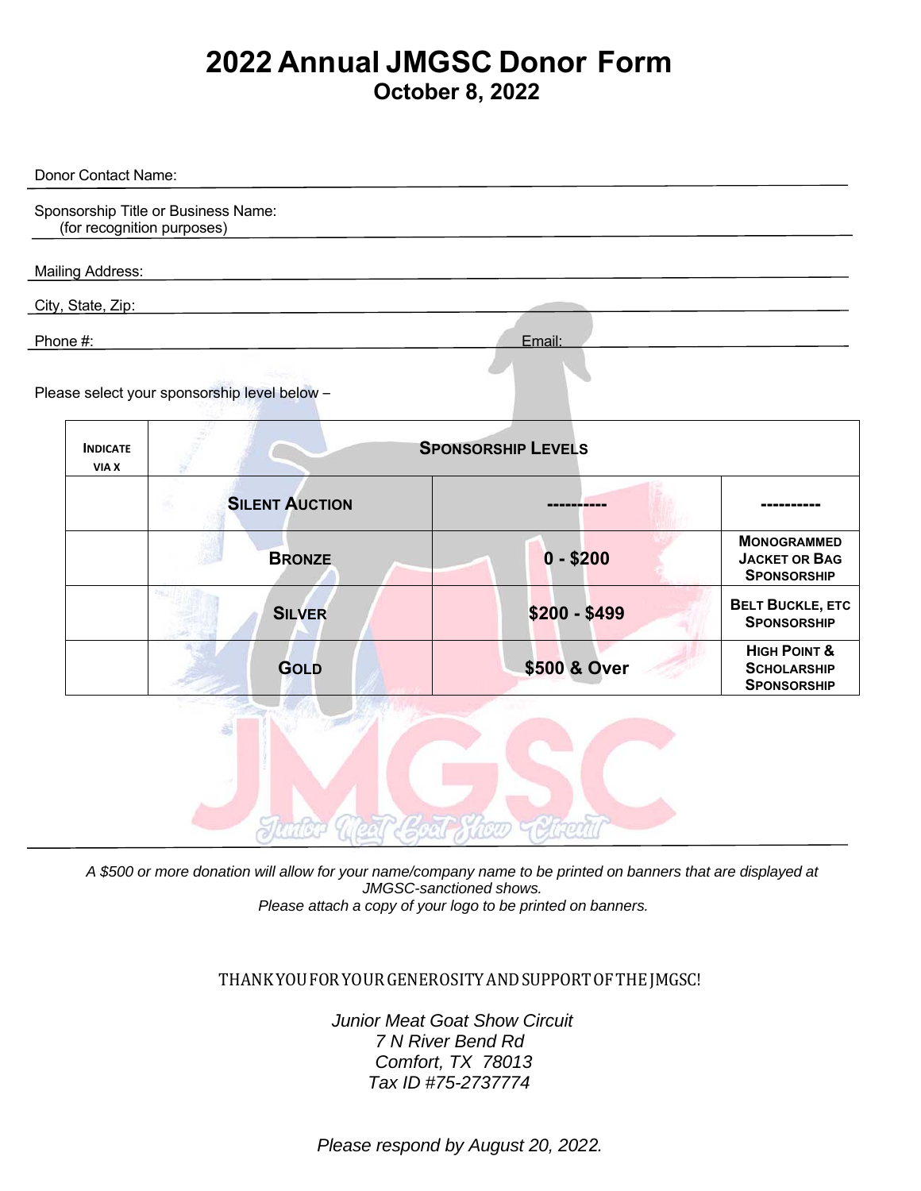# 2022 Annual JMGSC Donor Form

## October 8, 2022

Donor Contact Name: \_\_\_\_\_\_\_\_\_\_\_\_\_\_\_\_\_\_\_\_\_\_\_\_\_\_\_\_

Sponsorship Title or Business Name:
(for recognition purposes) \_\_\_\_\_\_\_\_\_\_\_\_\_\_\_\_\_\_\_\_\_\_\_\_\_\_\_\_

Mailing Address: \_\_\_\_\_\_\_\_\_\_\_\_\_\_\_\_\_\_\_\_\_\_\_\_\_\_\_\_

City, State, Zip: \_\_\_\_\_\_\_\_\_\_\_\_\_\_\_\_\_\_\_\_\_\_\_\_\_\_\_\_

Phone #: \_\_\_\_\_\_\_\_\_\_\_\_\_\_\_\_ Email: \_\_\_\_\_\_\_\_\_\_\_\_\_\_\_\_

Please select your sponsorship level below –

| INDICATE VIA X | SPONSORSHIP LEVELS | | |
|---|---|---|---|
| | **SILENT AUCTION** | ---------- | ---------- |
| | **BRONZE** | **0 - $200** | **MONOGRAMMED JACKET OR BAG SPONSORSHIP** |
| | **SILVER** | **$200 - $499** | **BELT BUCKLE, ETC SPONSORSHIP** |
| | **GOLD** | **$500 & Over** | **HIGH POINT & SCHOLARSHIP SPONSORSHIP** |

JMGSC
Junior Meat Goat Show Circuit

*A $500 or more donation will allow for your name/company name to be printed on banners that are displayed at JMGSC-sanctioned shows.*
*Please attach a copy of your logo to be printed on banners.*

THANK YOU FOR YOUR GENEROSITY AND SUPPORT OF THE JMGSC!

*Junior Meat Goat Show Circuit*
*7 N River Bend Rd*
*Comfort, TX 78013*
*Tax ID #75-2737774*

*Please respond by August 20, 2022.*